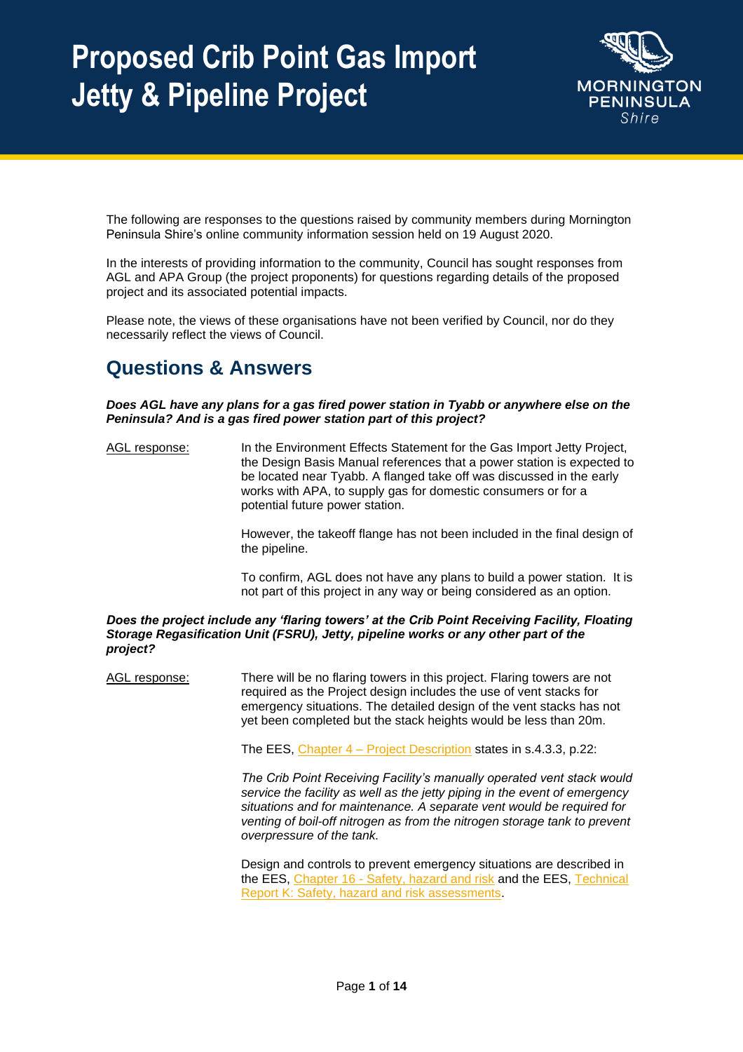# Proposed Crib Point Gas Import Jetty & Pipeline Project

The following are responses to the questions raised by community members during Mornington Peninsula Shire's online community information session held on 19 August 2020.

In the interests of providing information to the community, Council has sought responses from AGL and APA Group (the project proponents) for questions regarding details of the proposed project and its associated potential impacts.

Please note, the views of these organisations have not been verified by Council, nor do they necessarily reflect the views of Council.

## Questions & Answers

***Does AGL have any plans for a gas fired power station in Tyabb or anywhere else on the Peninsula? And is a gas fired power station part of this project?***

AGL response:

In the Environment Effects Statement for the Gas Import Jetty Project, the Design Basis Manual references that a power station is expected to be located near Tyabb. A flanged take off was discussed in the early works with APA, to supply gas for domestic consumers or for a potential future power station.

However, the takeoff flange has not been included in the final design of the pipeline.

To confirm, AGL does not have any plans to build a power station. It is not part of this project in any way or being considered as an option.

***Does the project include any 'flaring towers' at the Crib Point Receiving Facility, Floating Storage Regasification Unit (FSRU), Jetty, pipeline works or any other part of the project?***

AGL response:

There will be no flaring towers in this project. Flaring towers are not required as the Project design includes the use of vent stacks for emergency situations. The detailed design of the vent stacks has not yet been completed but the stack heights would be less than 20m.

The EES, Chapter 4 – Project Description states in s.4.3.3, p.22:

*The Crib Point Receiving Facility's manually operated vent stack would service the facility as well as the jetty piping in the event of emergency situations and for maintenance. A separate vent would be required for venting of boil-off nitrogen as from the nitrogen storage tank to prevent overpressure of the tank.*

Design and controls to prevent emergency situations are described in the EES, Chapter 16 - Safety, hazard and risk and the EES, Technical Report K: Safety, hazard and risk assessments.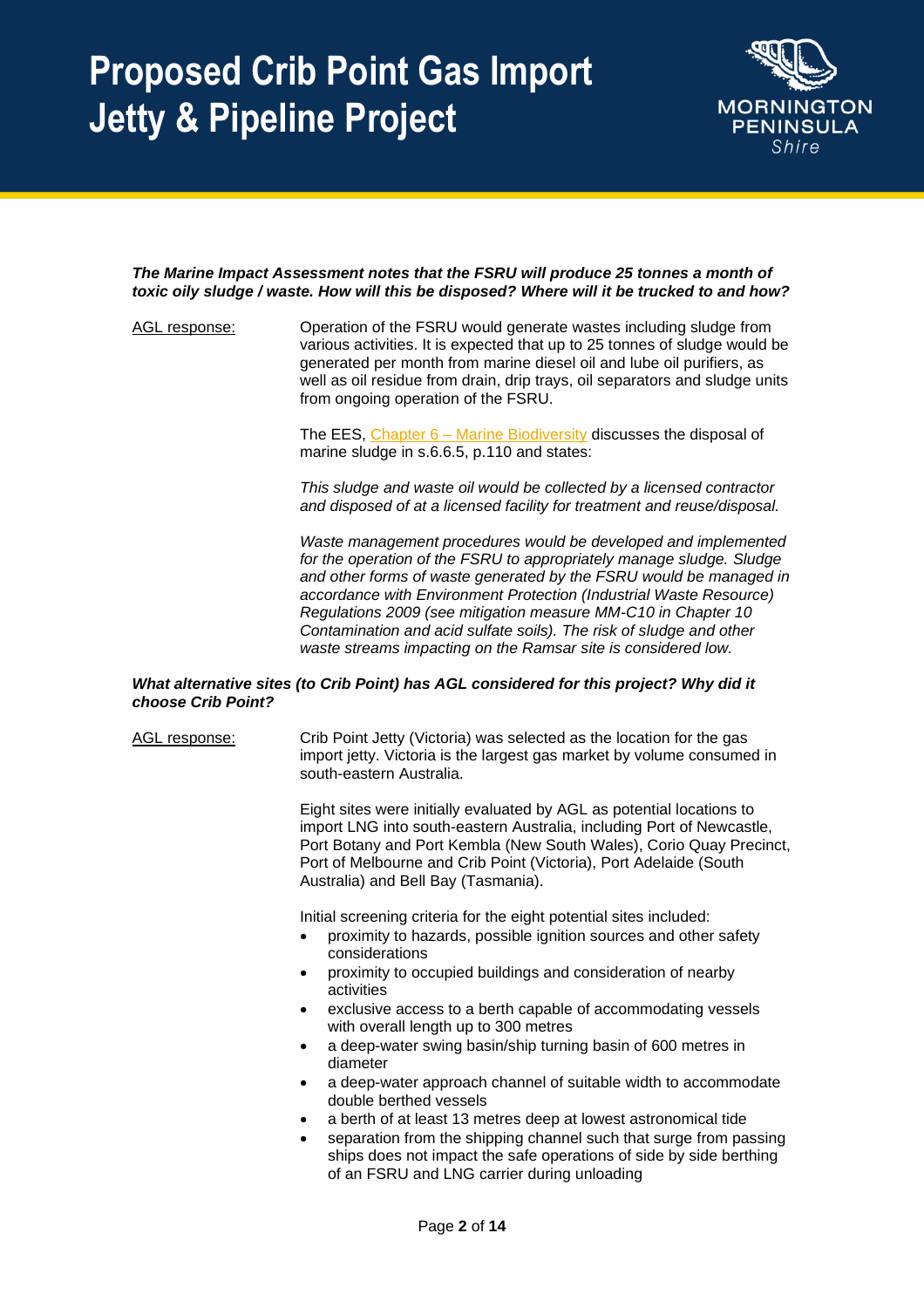***The Marine Impact Assessment notes that the FSRU will produce 25 tonnes a month of toxic oily sludge / waste. How will this be disposed? Where will it be trucked to and how?***

AGL response:

Operation of the FSRU would generate wastes including sludge from various activities. It is expected that up to 25 tonnes of sludge would be generated per month from marine diesel oil and lube oil purifiers, as well as oil residue from drain, drip trays, oil separators and sludge units from ongoing operation of the FSRU.

The EES, Chapter 6 – Marine Biodiversity discusses the disposal of marine sludge in s.6.6.5, p.110 and states:

*This sludge and waste oil would be collected by a licensed contractor and disposed of at a licensed facility for treatment and reuse/disposal.*

*Waste management procedures would be developed and implemented for the operation of the FSRU to appropriately manage sludge. Sludge and other forms of waste generated by the FSRU would be managed in accordance with Environment Protection (Industrial Waste Resource) Regulations 2009 (see mitigation measure MM-C10 in Chapter 10 Contamination and acid sulfate soils). The risk of sludge and other waste streams impacting on the Ramsar site is considered low.*

***What alternative sites (to Crib Point) has AGL considered for this project? Why did it choose Crib Point?***

AGL response:

Crib Point Jetty (Victoria) was selected as the location for the gas import jetty. Victoria is the largest gas market by volume consumed in south-eastern Australia.

Eight sites were initially evaluated by AGL as potential locations to import LNG into south-eastern Australia, including Port of Newcastle, Port Botany and Port Kembla (New South Wales), Corio Quay Precinct, Port of Melbourne and Crib Point (Victoria), Port Adelaide (South Australia) and Bell Bay (Tasmania).

Initial screening criteria for the eight potential sites included:

- proximity to hazards, possible ignition sources and other safety considerations
- proximity to occupied buildings and consideration of nearby activities
- exclusive access to a berth capable of accommodating vessels with overall length up to 300 metres
- a deep-water swing basin/ship turning basin of 600 metres in diameter
- a deep-water approach channel of suitable width to accommodate double berthed vessels
- a berth of at least 13 metres deep at lowest astronomical tide
- separation from the shipping channel such that surge from passing ships does not impact the safe operations of side by side berthing of an FSRU and LNG carrier during unloading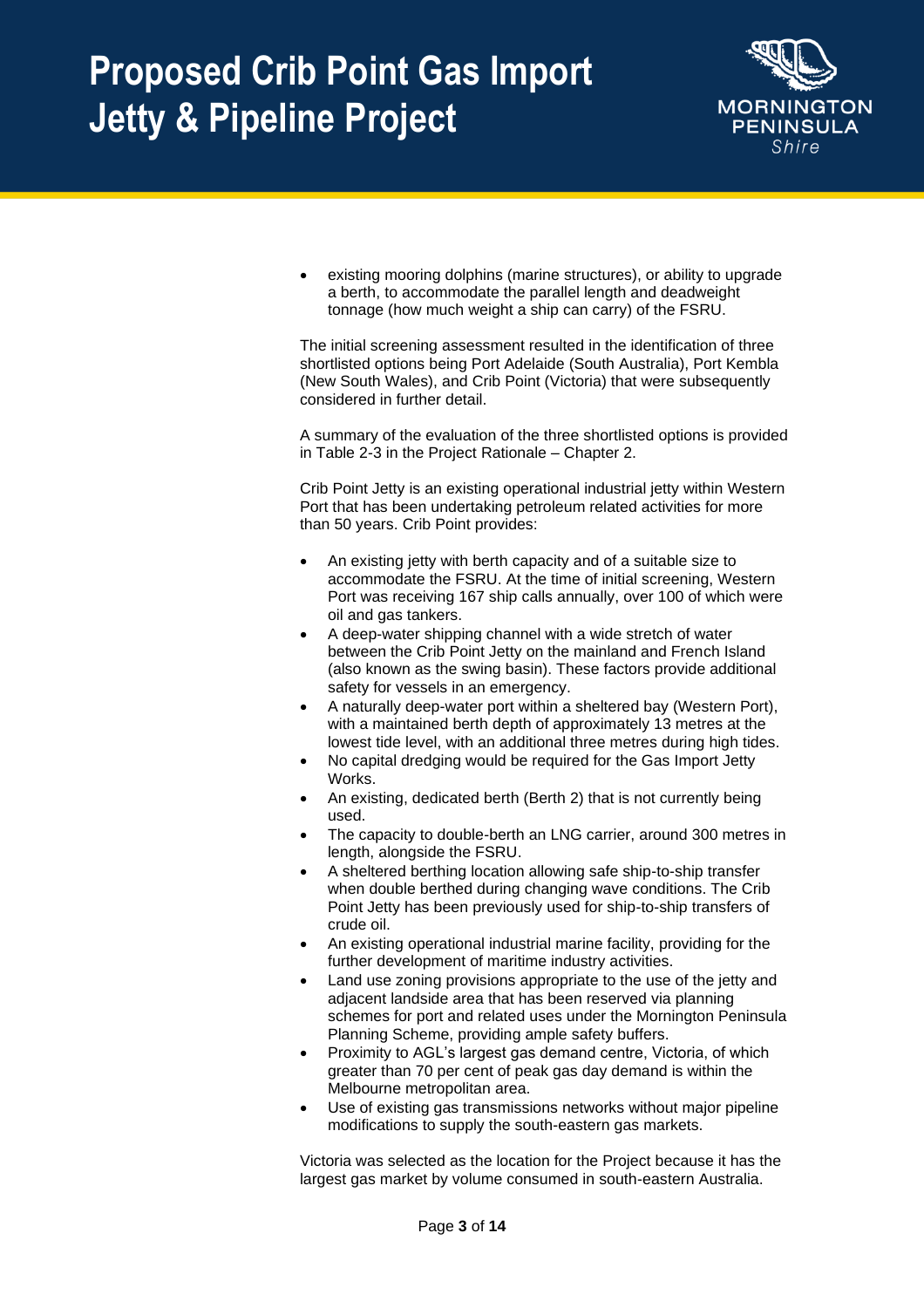- existing mooring dolphins (marine structures), or ability to upgrade a berth, to accommodate the parallel length and deadweight tonnage (how much weight a ship can carry) of the FSRU.

The initial screening assessment resulted in the identification of three shortlisted options being Port Adelaide (South Australia), Port Kembla (New South Wales), and Crib Point (Victoria) that were subsequently considered in further detail.

A summary of the evaluation of the three shortlisted options is provided in Table 2-3 in the Project Rationale – Chapter 2.

Crib Point Jetty is an existing operational industrial jetty within Western Port that has been undertaking petroleum related activities for more than 50 years. Crib Point provides:

- An existing jetty with berth capacity and of a suitable size to accommodate the FSRU. At the time of initial screening, Western Port was receiving 167 ship calls annually, over 100 of which were oil and gas tankers.
- A deep-water shipping channel with a wide stretch of water between the Crib Point Jetty on the mainland and French Island (also known as the swing basin). These factors provide additional safety for vessels in an emergency.
- A naturally deep-water port within a sheltered bay (Western Port), with a maintained berth depth of approximately 13 metres at the lowest tide level, with an additional three metres during high tides.
- No capital dredging would be required for the Gas Import Jetty Works.
- An existing, dedicated berth (Berth 2) that is not currently being used.
- The capacity to double-berth an LNG carrier, around 300 metres in length, alongside the FSRU.
- A sheltered berthing location allowing safe ship-to-ship transfer when double berthed during changing wave conditions. The Crib Point Jetty has been previously used for ship-to-ship transfers of crude oil.
- An existing operational industrial marine facility, providing for the further development of maritime industry activities.
- Land use zoning provisions appropriate to the use of the jetty and adjacent landside area that has been reserved via planning schemes for port and related uses under the Mornington Peninsula Planning Scheme, providing ample safety buffers.
- Proximity to AGL's largest gas demand centre, Victoria, of which greater than 70 per cent of peak gas day demand is within the Melbourne metropolitan area.
- Use of existing gas transmissions networks without major pipeline modifications to supply the south-eastern gas markets.

Victoria was selected as the location for the Project because it has the largest gas market by volume consumed in south-eastern Australia.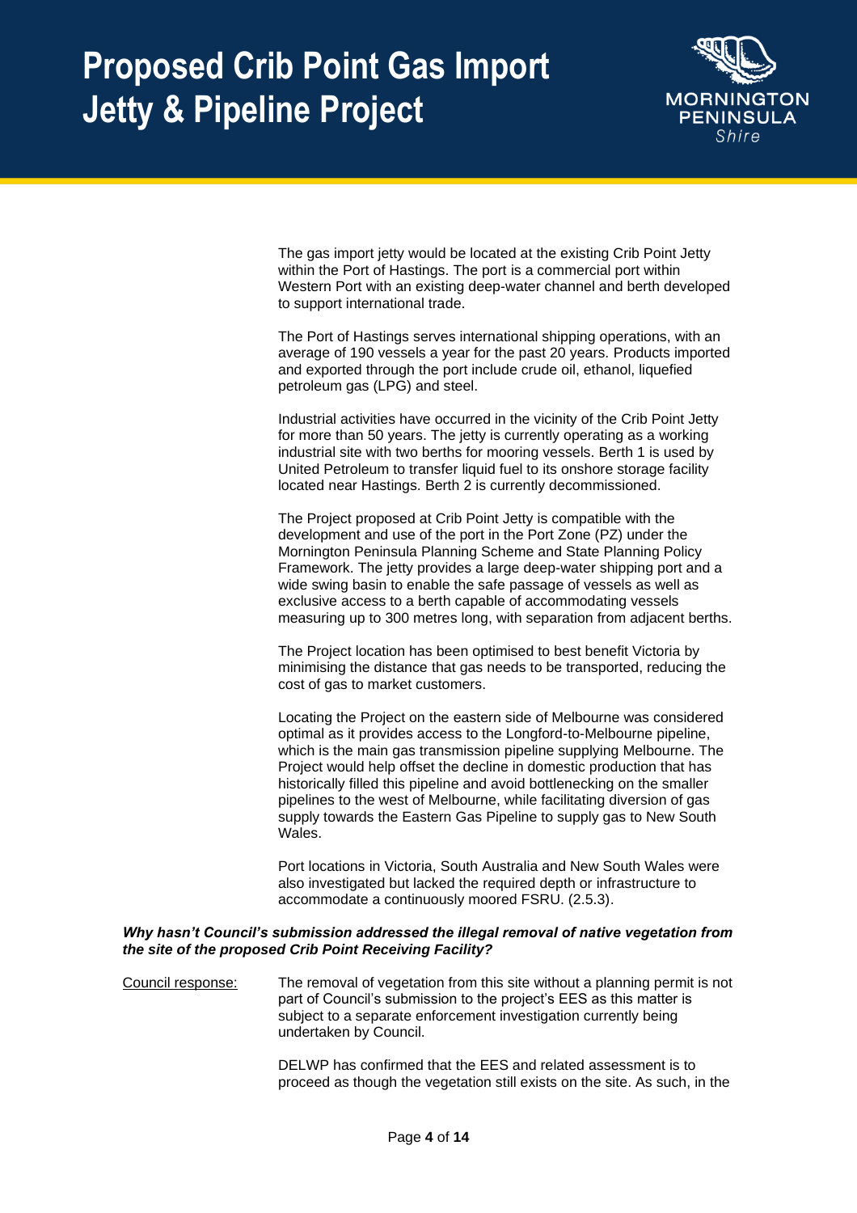The gas import jetty would be located at the existing Crib Point Jetty within the Port of Hastings. The port is a commercial port within Western Port with an existing deep-water channel and berth developed to support international trade.

The Port of Hastings serves international shipping operations, with an average of 190 vessels a year for the past 20 years. Products imported and exported through the port include crude oil, ethanol, liquefied petroleum gas (LPG) and steel.

Industrial activities have occurred in the vicinity of the Crib Point Jetty for more than 50 years. The jetty is currently operating as a working industrial site with two berths for mooring vessels. Berth 1 is used by United Petroleum to transfer liquid fuel to its onshore storage facility located near Hastings. Berth 2 is currently decommissioned.

The Project proposed at Crib Point Jetty is compatible with the development and use of the port in the Port Zone (PZ) under the Mornington Peninsula Planning Scheme and State Planning Policy Framework. The jetty provides a large deep-water shipping port and a wide swing basin to enable the safe passage of vessels as well as exclusive access to a berth capable of accommodating vessels measuring up to 300 metres long, with separation from adjacent berths.

The Project location has been optimised to best benefit Victoria by minimising the distance that gas needs to be transported, reducing the cost of gas to market customers.

Locating the Project on the eastern side of Melbourne was considered optimal as it provides access to the Longford-to-Melbourne pipeline, which is the main gas transmission pipeline supplying Melbourne. The Project would help offset the decline in domestic production that has historically filled this pipeline and avoid bottlenecking on the smaller pipelines to the west of Melbourne, while facilitating diversion of gas supply towards the Eastern Gas Pipeline to supply gas to New South Wales.

Port locations in Victoria, South Australia and New South Wales were also investigated but lacked the required depth or infrastructure to accommodate a continuously moored FSRU. (2.5.3).

***Why hasn't Council's submission addressed the illegal removal of native vegetation from the site of the proposed Crib Point Receiving Facility?***

Council response: The removal of vegetation from this site without a planning permit is not part of Council's submission to the project's EES as this matter is subject to a separate enforcement investigation currently being undertaken by Council.

DELWP has confirmed that the EES and related assessment is to proceed as though the vegetation still exists on the site. As such, in the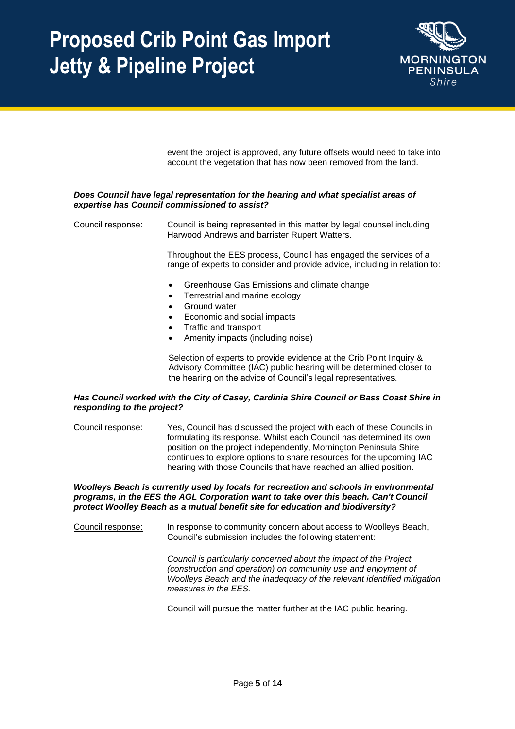event the project is approved, any future offsets would need to take into account the vegetation that has now been removed from the land.

***Does Council have legal representation for the hearing and what specialist areas of expertise has Council commissioned to assist?***

Council response: Council is being represented in this matter by legal counsel including Harwood Andrews and barrister Rupert Watters.

Throughout the EES process, Council has engaged the services of a range of experts to consider and provide advice, including in relation to:

- Greenhouse Gas Emissions and climate change
- Terrestrial and marine ecology
- Ground water
- Economic and social impacts
- Traffic and transport
- Amenity impacts (including noise)

Selection of experts to provide evidence at the Crib Point Inquiry & Advisory Committee (IAC) public hearing will be determined closer to the hearing on the advice of Council's legal representatives.

***Has Council worked with the City of Casey, Cardinia Shire Council or Bass Coast Shire in responding to the project?***

Council response: Yes, Council has discussed the project with each of these Councils in formulating its response. Whilst each Council has determined its own position on the project independently, Mornington Peninsula Shire continues to explore options to share resources for the upcoming IAC hearing with those Councils that have reached an allied position.

***Woolleys Beach is currently used by locals for recreation and schools in environmental programs, in the EES the AGL Corporation want to take over this beach. Can't Council protect Woolley Beach as a mutual benefit site for education and biodiversity?***

Council response: In response to community concern about access to Woolleys Beach, Council's submission includes the following statement:

*Council is particularly concerned about the impact of the Project (construction and operation) on community use and enjoyment of Woolleys Beach and the inadequacy of the relevant identified mitigation measures in the EES.*

Council will pursue the matter further at the IAC public hearing.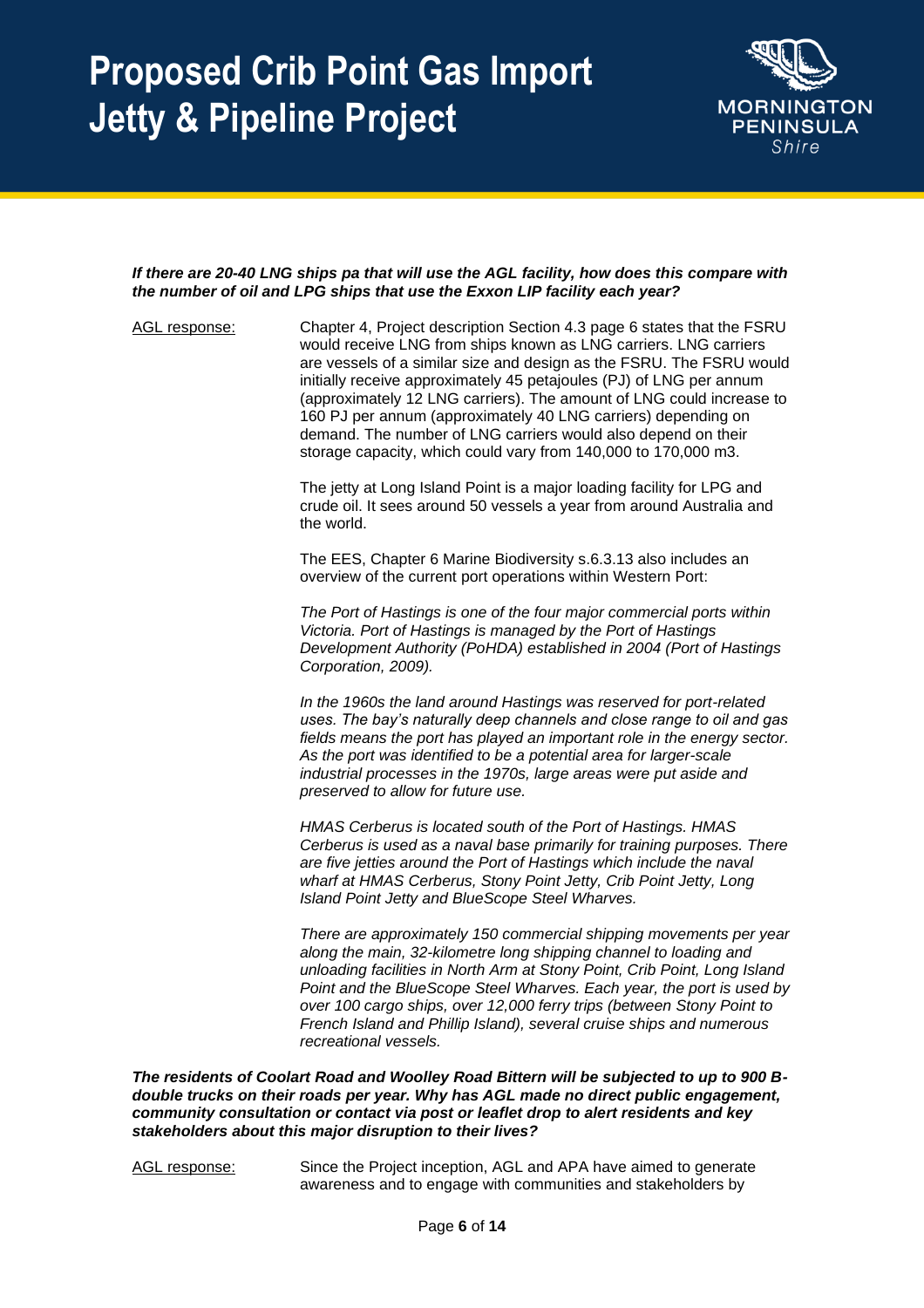***If there are 20-40 LNG ships pa that will use the AGL facility, how does this compare with the number of oil and LPG ships that use the Exxon LIP facility each year?***

<u>AGL response:</u> Chapter 4, Project description Section 4.3 page 6 states that the FSRU would receive LNG from ships known as LNG carriers. LNG carriers are vessels of a similar size and design as the FSRU. The FSRU would initially receive approximately 45 petajoules (PJ) of LNG per annum (approximately 12 LNG carriers). The amount of LNG could increase to 160 PJ per annum (approximately 40 LNG carriers) depending on demand. The number of LNG carriers would also depend on their storage capacity, which could vary from 140,000 to 170,000 m3.

The jetty at Long Island Point is a major loading facility for LPG and crude oil. It sees around 50 vessels a year from around Australia and the world.

The EES, Chapter 6 Marine Biodiversity s.6.3.13 also includes an overview of the current port operations within Western Port:

*The Port of Hastings is one of the four major commercial ports within Victoria. Port of Hastings is managed by the Port of Hastings Development Authority (PoHDA) established in 2004 (Port of Hastings Corporation, 2009).*

*In the 1960s the land around Hastings was reserved for port-related uses. The bay's naturally deep channels and close range to oil and gas fields means the port has played an important role in the energy sector. As the port was identified to be a potential area for larger-scale industrial processes in the 1970s, large areas were put aside and preserved to allow for future use.*

*HMAS Cerberus is located south of the Port of Hastings. HMAS Cerberus is used as a naval base primarily for training purposes. There are five jetties around the Port of Hastings which include the naval wharf at HMAS Cerberus, Stony Point Jetty, Crib Point Jetty, Long Island Point Jetty and BlueScope Steel Wharves.*

*There are approximately 150 commercial shipping movements per year along the main, 32-kilometre long shipping channel to loading and unloading facilities in North Arm at Stony Point, Crib Point, Long Island Point and the BlueScope Steel Wharves. Each year, the port is used by over 100 cargo ships, over 12,000 ferry trips (between Stony Point to French Island and Phillip Island), several cruise ships and numerous recreational vessels.*

***The residents of Coolart Road and Woolley Road Bittern will be subjected to up to 900 B-double trucks on their roads per year. Why has AGL made no direct public engagement, community consultation or contact via post or leaflet drop to alert residents and key stakeholders about this major disruption to their lives?***

<u>AGL response:</u> Since the Project inception, AGL and APA have aimed to generate awareness and to engage with communities and stakeholders by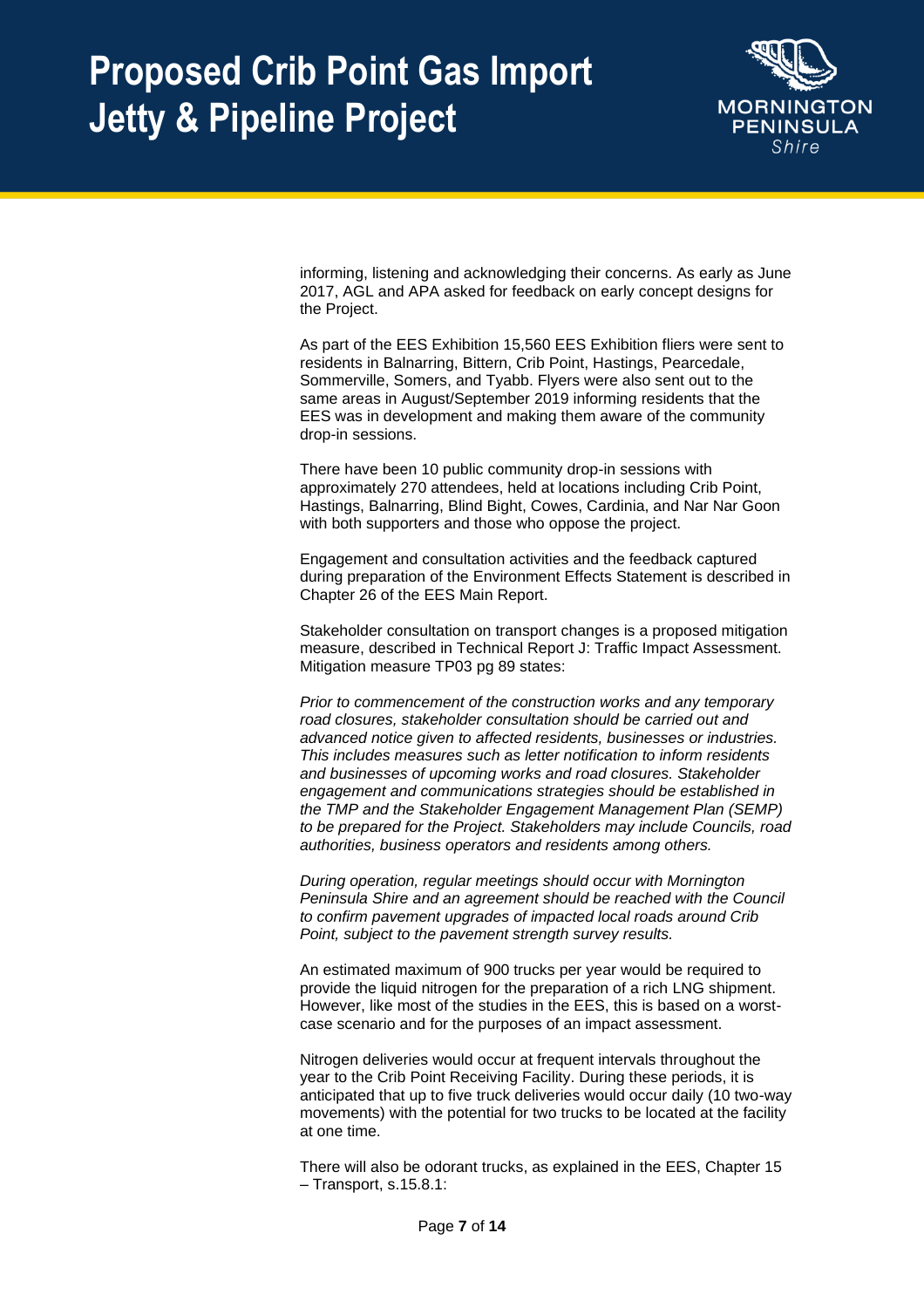informing, listening and acknowledging their concerns. As early as June 2017, AGL and APA asked for feedback on early concept designs for the Project.

As part of the EES Exhibition 15,560 EES Exhibition fliers were sent to residents in Balnarring, Bittern, Crib Point, Hastings, Pearcedale, Sommerville, Somers, and Tyabb. Flyers were also sent out to the same areas in August/September 2019 informing residents that the EES was in development and making them aware of the community drop-in sessions.

There have been 10 public community drop-in sessions with approximately 270 attendees, held at locations including Crib Point, Hastings, Balnarring, Blind Bight, Cowes, Cardinia, and Nar Nar Goon with both supporters and those who oppose the project.

Engagement and consultation activities and the feedback captured during preparation of the Environment Effects Statement is described in Chapter 26 of the EES Main Report.

Stakeholder consultation on transport changes is a proposed mitigation measure, described in Technical Report J: Traffic Impact Assessment. Mitigation measure TP03 pg 89 states:

*Prior to commencement of the construction works and any temporary road closures, stakeholder consultation should be carried out and advanced notice given to affected residents, businesses or industries. This includes measures such as letter notification to inform residents and businesses of upcoming works and road closures. Stakeholder engagement and communications strategies should be established in the TMP and the Stakeholder Engagement Management Plan (SEMP) to be prepared for the Project. Stakeholders may include Councils, road authorities, business operators and residents among others.*

*During operation, regular meetings should occur with Mornington Peninsula Shire and an agreement should be reached with the Council to confirm pavement upgrades of impacted local roads around Crib Point, subject to the pavement strength survey results.*

An estimated maximum of 900 trucks per year would be required to provide the liquid nitrogen for the preparation of a rich LNG shipment. However, like most of the studies in the EES, this is based on a worst-case scenario and for the purposes of an impact assessment.

Nitrogen deliveries would occur at frequent intervals throughout the year to the Crib Point Receiving Facility. During these periods, it is anticipated that up to five truck deliveries would occur daily (10 two-way movements) with the potential for two trucks to be located at the facility at one time.

There will also be odorant trucks, as explained in the EES, Chapter 15 – Transport, s.15.8.1: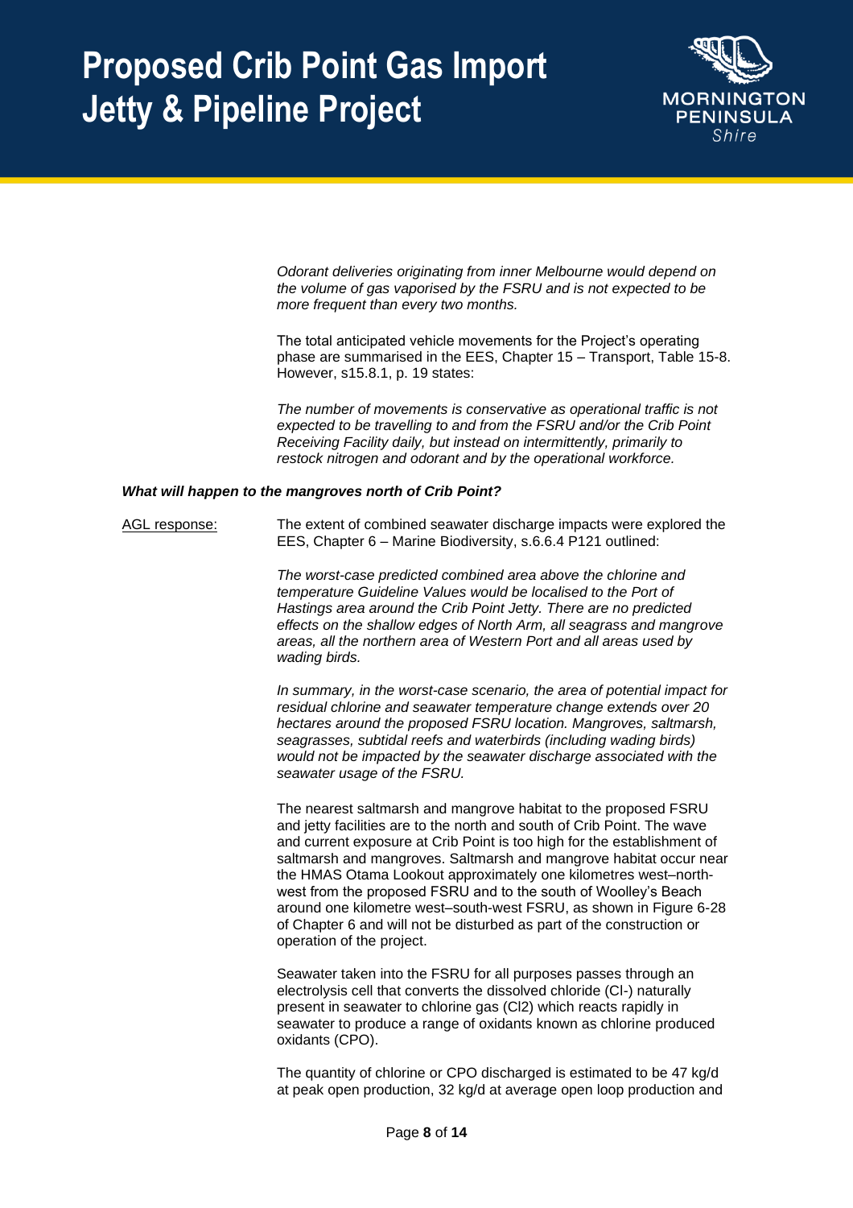*Odorant deliveries originating from inner Melbourne would depend on the volume of gas vaporised by the FSRU and is not expected to be more frequent than every two months.*

The total anticipated vehicle movements for the Project's operating phase are summarised in the EES, Chapter 15 – Transport, Table 15-8. However, s15.8.1, p. 19 states:

*The number of movements is conservative as operational traffic is not expected to be travelling to and from the FSRU and/or the Crib Point Receiving Facility daily, but instead on intermittently, primarily to restock nitrogen and odorant and by the operational workforce.*

***What will happen to the mangroves north of Crib Point?***

<u>AGL response:</u> The extent of combined seawater discharge impacts were explored the EES, Chapter 6 – Marine Biodiversity, s.6.6.4 P121 outlined:

*The worst-case predicted combined area above the chlorine and temperature Guideline Values would be localised to the Port of Hastings area around the Crib Point Jetty. There are no predicted effects on the shallow edges of North Arm, all seagrass and mangrove areas, all the northern area of Western Port and all areas used by wading birds.*

*In summary, in the worst-case scenario, the area of potential impact for residual chlorine and seawater temperature change extends over 20 hectares around the proposed FSRU location. Mangroves, saltmarsh, seagrasses, subtidal reefs and waterbirds (including wading birds) would not be impacted by the seawater discharge associated with the seawater usage of the FSRU.*

The nearest saltmarsh and mangrove habitat to the proposed FSRU and jetty facilities are to the north and south of Crib Point. The wave and current exposure at Crib Point is too high for the establishment of saltmarsh and mangroves. Saltmarsh and mangrove habitat occur near the HMAS Otama Lookout approximately one kilometres west–north-west from the proposed FSRU and to the south of Woolley's Beach around one kilometre west–south-west FSRU, as shown in Figure 6-28 of Chapter 6 and will not be disturbed as part of the construction or operation of the project.

Seawater taken into the FSRU for all purposes passes through an electrolysis cell that converts the dissolved chloride ($Cl^-$) naturally present in seawater to chlorine gas ($Cl_2$) which reacts rapidly in seawater to produce a range of oxidants known as chlorine produced oxidants (CPO).

The quantity of chlorine or CPO discharged is estimated to be 47 kg/d at peak open production, 32 kg/d at average open loop production and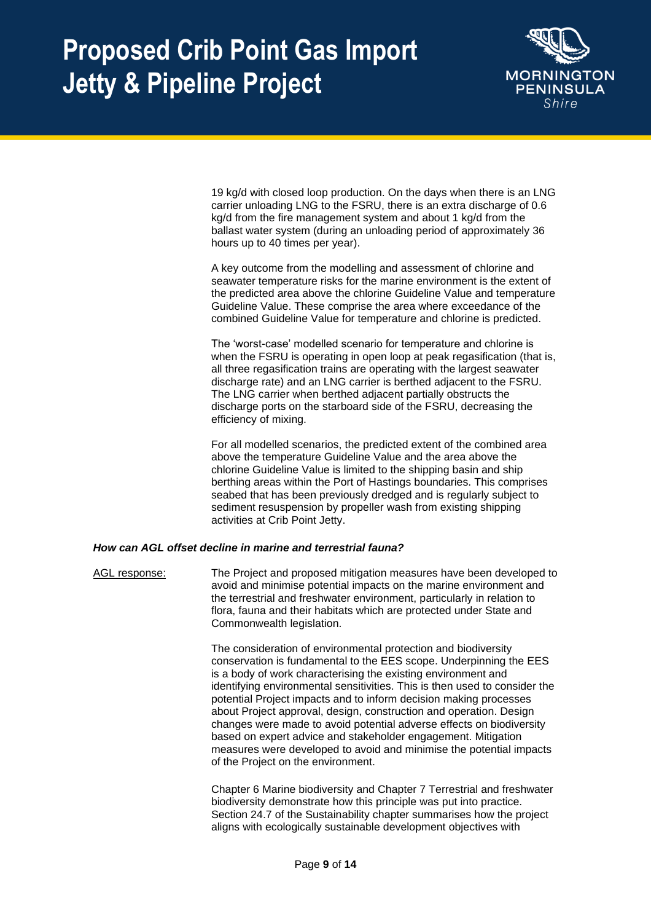19 kg/d with closed loop production. On the days when there is an LNG carrier unloading LNG to the FSRU, there is an extra discharge of 0.6 kg/d from the fire management system and about 1 kg/d from the ballast water system (during an unloading period of approximately 36 hours up to 40 times per year).

A key outcome from the modelling and assessment of chlorine and seawater temperature risks for the marine environment is the extent of the predicted area above the chlorine Guideline Value and temperature Guideline Value. These comprise the area where exceedance of the combined Guideline Value for temperature and chlorine is predicted.

The 'worst-case' modelled scenario for temperature and chlorine is when the FSRU is operating in open loop at peak regasification (that is, all three regasification trains are operating with the largest seawater discharge rate) and an LNG carrier is berthed adjacent to the FSRU. The LNG carrier when berthed adjacent partially obstructs the discharge ports on the starboard side of the FSRU, decreasing the efficiency of mixing.

For all modelled scenarios, the predicted extent of the combined area above the temperature Guideline Value and the area above the chlorine Guideline Value is limited to the shipping basin and ship berthing areas within the Port of Hastings boundaries. This comprises seabed that has been previously dredged and is regularly subject to sediment resuspension by propeller wash from existing shipping activities at Crib Point Jetty.

***How can AGL offset decline in marine and terrestrial fauna?***

AGL response:

The Project and proposed mitigation measures have been developed to avoid and minimise potential impacts on the marine environment and the terrestrial and freshwater environment, particularly in relation to flora, fauna and their habitats which are protected under State and Commonwealth legislation.

The consideration of environmental protection and biodiversity conservation is fundamental to the EES scope. Underpinning the EES is a body of work characterising the existing environment and identifying environmental sensitivities. This is then used to consider the potential Project impacts and to inform decision making processes about Project approval, design, construction and operation. Design changes were made to avoid potential adverse effects on biodiversity based on expert advice and stakeholder engagement. Mitigation measures were developed to avoid and minimise the potential impacts of the Project on the environment.

Chapter 6 Marine biodiversity and Chapter 7 Terrestrial and freshwater biodiversity demonstrate how this principle was put into practice. Section 24.7 of the Sustainability chapter summarises how the project aligns with ecologically sustainable development objectives with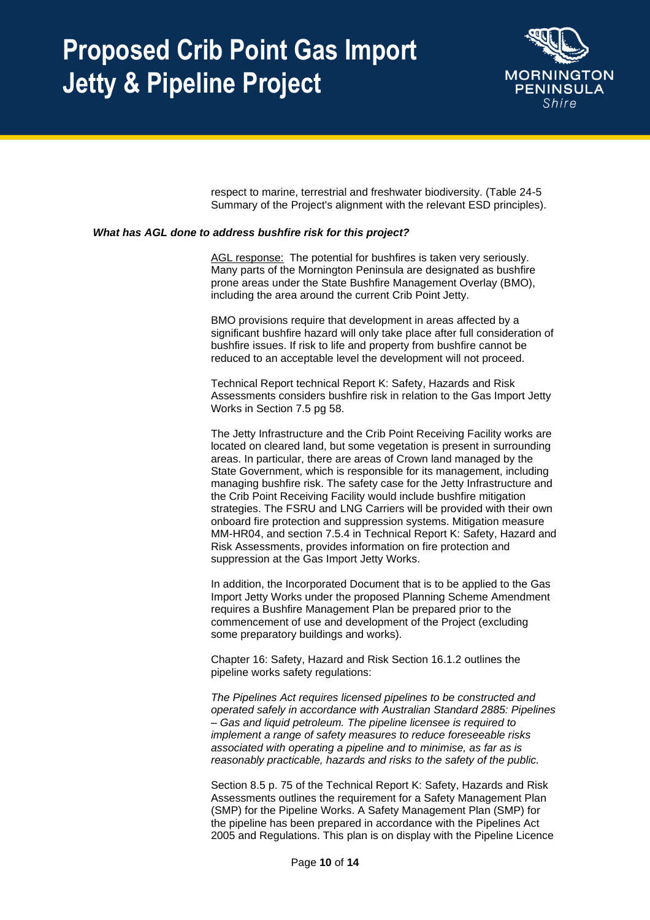respect to marine, terrestrial and freshwater biodiversity. (Table 24-5 Summary of the Project's alignment with the relevant ESD principles).

***What has AGL done to address bushfire risk for this project?***

AGL response: The potential for bushfires is taken very seriously. Many parts of the Mornington Peninsula are designated as bushfire prone areas under the State Bushfire Management Overlay (BMO), including the area around the current Crib Point Jetty.

BMO provisions require that development in areas affected by a significant bushfire hazard will only take place after full consideration of bushfire issues. If risk to life and property from bushfire cannot be reduced to an acceptable level the development will not proceed.

Technical Report technical Report K: Safety, Hazards and Risk Assessments considers bushfire risk in relation to the Gas Import Jetty Works in Section 7.5 pg 58.

The Jetty Infrastructure and the Crib Point Receiving Facility works are located on cleared land, but some vegetation is present in surrounding areas. In particular, there are areas of Crown land managed by the State Government, which is responsible for its management, including managing bushfire risk. The safety case for the Jetty Infrastructure and the Crib Point Receiving Facility would include bushfire mitigation strategies. The FSRU and LNG Carriers will be provided with their own onboard fire protection and suppression systems. Mitigation measure MM-HR04, and section 7.5.4 in Technical Report K: Safety, Hazard and Risk Assessments, provides information on fire protection and suppression at the Gas Import Jetty Works.

In addition, the Incorporated Document that is to be applied to the Gas Import Jetty Works under the proposed Planning Scheme Amendment requires a Bushfire Management Plan be prepared prior to the commencement of use and development of the Project (excluding some preparatory buildings and works).

Chapter 16: Safety, Hazard and Risk Section 16.1.2 outlines the pipeline works safety regulations:

*The Pipelines Act requires licensed pipelines to be constructed and operated safely in accordance with Australian Standard 2885: Pipelines – Gas and liquid petroleum. The pipeline licensee is required to implement a range of safety measures to reduce foreseeable risks associated with operating a pipeline and to minimise, as far as is reasonably practicable, hazards and risks to the safety of the public.*

Section 8.5 p. 75 of the Technical Report K: Safety, Hazards and Risk Assessments outlines the requirement for a Safety Management Plan (SMP) for the Pipeline Works. A Safety Management Plan (SMP) for the pipeline has been prepared in accordance with the Pipelines Act 2005 and Regulations. This plan is on display with the Pipeline Licence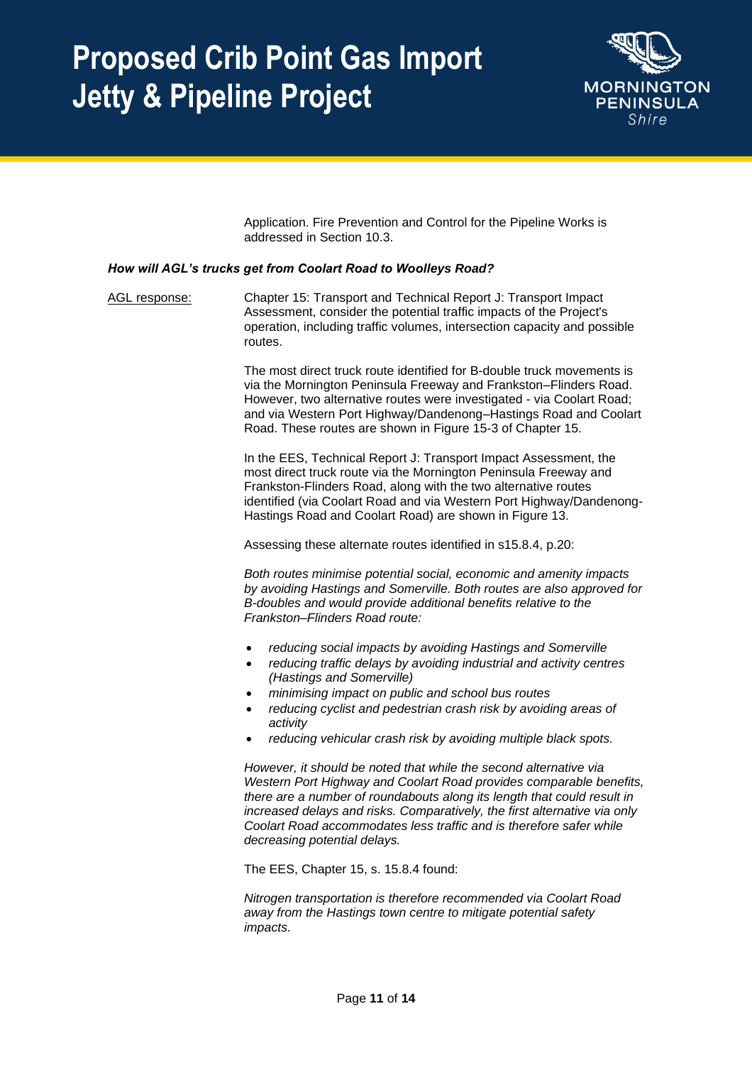Application. Fire Prevention and Control for the Pipeline Works is addressed in Section 10.3.

***How will AGL's trucks get from Coolart Road to Woolleys Road?***

AGL response: Chapter 15: Transport and Technical Report J: Transport Impact Assessment, consider the potential traffic impacts of the Project's operation, including traffic volumes, intersection capacity and possible routes.

The most direct truck route identified for B-double truck movements is via the Mornington Peninsula Freeway and Frankston–Flinders Road. However, two alternative routes were investigated - via Coolart Road; and via Western Port Highway/Dandenong–Hastings Road and Coolart Road. These routes are shown in Figure 15-3 of Chapter 15.

In the EES, Technical Report J: Transport Impact Assessment, the most direct truck route via the Mornington Peninsula Freeway and Frankston-Flinders Road, along with the two alternative routes identified (via Coolart Road and via Western Port Highway/Dandenong-Hastings Road and Coolart Road) are shown in Figure 13.

Assessing these alternate routes identified in s15.8.4, p.20:

*Both routes minimise potential social, economic and amenity impacts by avoiding Hastings and Somerville. Both routes are also approved for B-doubles and would provide additional benefits relative to the Frankston–Flinders Road route:*

- *reducing social impacts by avoiding Hastings and Somerville*
- *reducing traffic delays by avoiding industrial and activity centres (Hastings and Somerville)*
- *minimising impact on public and school bus routes*
- *reducing cyclist and pedestrian crash risk by avoiding areas of activity*
- *reducing vehicular crash risk by avoiding multiple black spots.*

*However, it should be noted that while the second alternative via Western Port Highway and Coolart Road provides comparable benefits, there are a number of roundabouts along its length that could result in increased delays and risks. Comparatively, the first alternative via only Coolart Road accommodates less traffic and is therefore safer while decreasing potential delays.*

The EES, Chapter 15, s. 15.8.4 found:

*Nitrogen transportation is therefore recommended via Coolart Road away from the Hastings town centre to mitigate potential safety impacts.*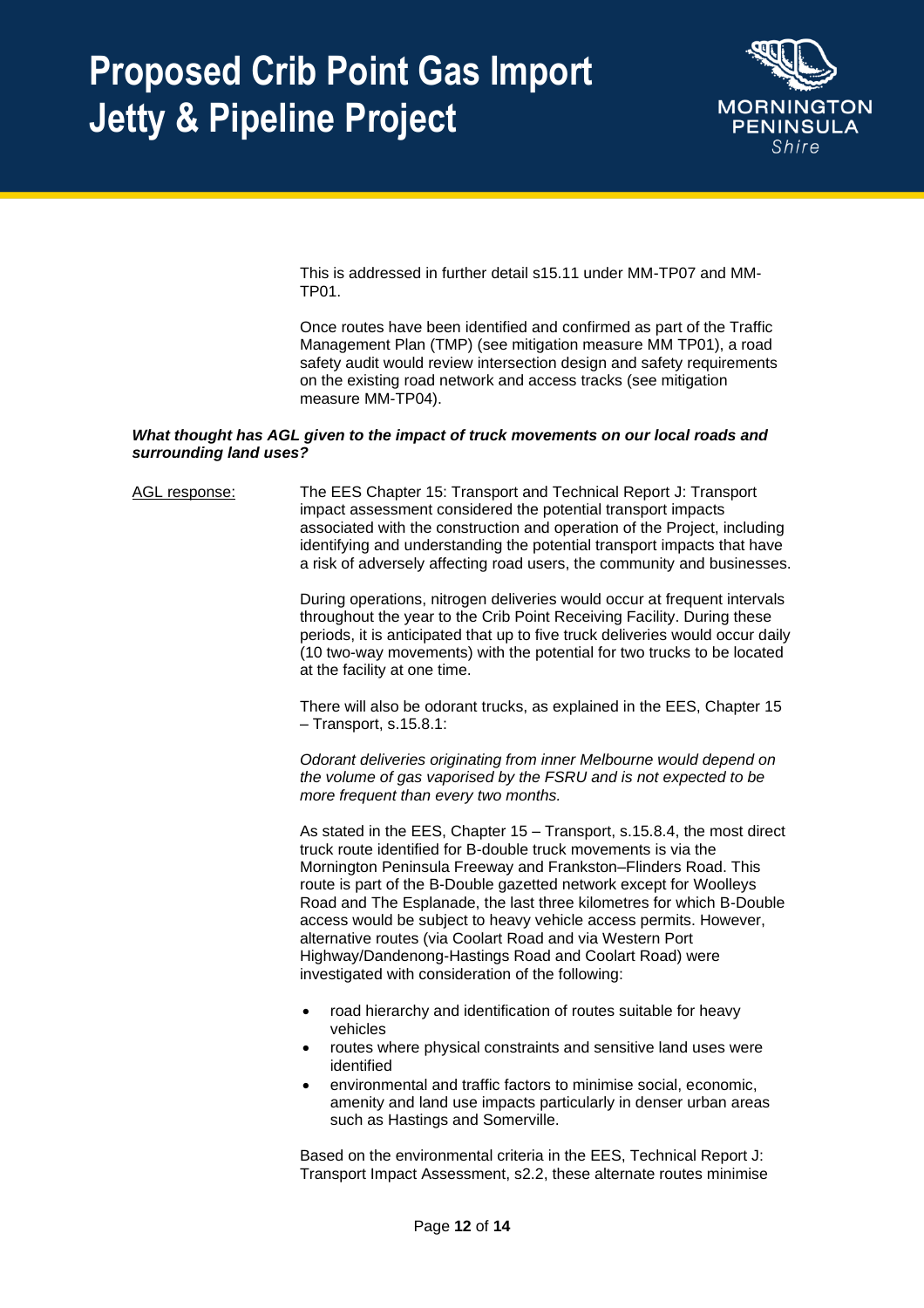This is addressed in further detail s15.11 under MM-TP07 and MM-TP01.

Once routes have been identified and confirmed as part of the Traffic Management Plan (TMP) (see mitigation measure MM TP01), a road safety audit would review intersection design and safety requirements on the existing road network and access tracks (see mitigation measure MM-TP04).

***What thought has AGL given to the impact of truck movements on our local roads and surrounding land uses?***

AGL response: The EES Chapter 15: Transport and Technical Report J: Transport impact assessment considered the potential transport impacts associated with the construction and operation of the Project, including identifying and understanding the potential transport impacts that have a risk of adversely affecting road users, the community and businesses.

During operations, nitrogen deliveries would occur at frequent intervals throughout the year to the Crib Point Receiving Facility. During these periods, it is anticipated that up to five truck deliveries would occur daily (10 two-way movements) with the potential for two trucks to be located at the facility at one time.

There will also be odorant trucks, as explained in the EES, Chapter 15 – Transport, s.15.8.1:

*Odorant deliveries originating from inner Melbourne would depend on the volume of gas vaporised by the FSRU and is not expected to be more frequent than every two months.*

As stated in the EES, Chapter 15 – Transport, s.15.8.4, the most direct truck route identified for B-double truck movements is via the Mornington Peninsula Freeway and Frankston–Flinders Road. This route is part of the B-Double gazetted network except for Woolleys Road and The Esplanade, the last three kilometres for which B-Double access would be subject to heavy vehicle access permits. However, alternative routes (via Coolart Road and via Western Port Highway/Dandenong-Hastings Road and Coolart Road) were investigated with consideration of the following:

- road hierarchy and identification of routes suitable for heavy vehicles
- routes where physical constraints and sensitive land uses were identified
- environmental and traffic factors to minimise social, economic, amenity and land use impacts particularly in denser urban areas such as Hastings and Somerville.

Based on the environmental criteria in the EES, Technical Report J: Transport Impact Assessment, s2.2, these alternate routes minimise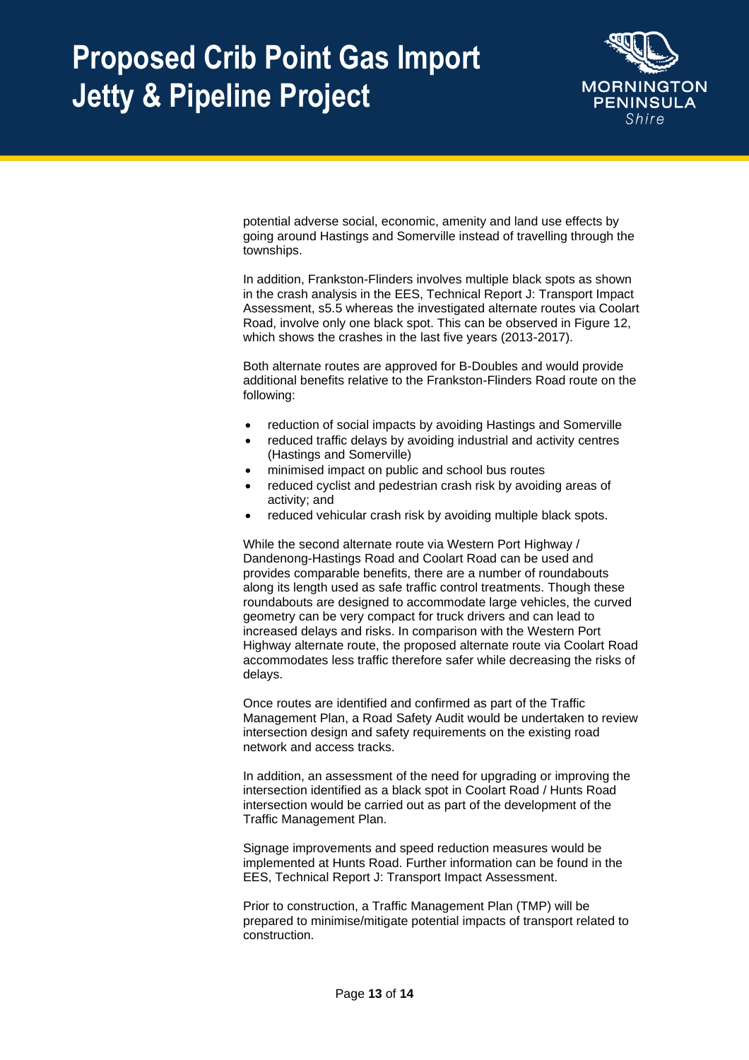potential adverse social, economic, amenity and land use effects by going around Hastings and Somerville instead of travelling through the townships.

In addition, Frankston-Flinders involves multiple black spots as shown in the crash analysis in the EES, Technical Report J: Transport Impact Assessment, s5.5 whereas the investigated alternate routes via Coolart Road, involve only one black spot. This can be observed in Figure 12, which shows the crashes in the last five years (2013-2017).

Both alternate routes are approved for B-Doubles and would provide additional benefits relative to the Frankston-Flinders Road route on the following:

- reduction of social impacts by avoiding Hastings and Somerville
- reduced traffic delays by avoiding industrial and activity centres (Hastings and Somerville)
- minimised impact on public and school bus routes
- reduced cyclist and pedestrian crash risk by avoiding areas of activity; and
- reduced vehicular crash risk by avoiding multiple black spots.

While the second alternate route via Western Port Highway / Dandenong-Hastings Road and Coolart Road can be used and provides comparable benefits, there are a number of roundabouts along its length used as safe traffic control treatments. Though these roundabouts are designed to accommodate large vehicles, the curved geometry can be very compact for truck drivers and can lead to increased delays and risks. In comparison with the Western Port Highway alternate route, the proposed alternate route via Coolart Road accommodates less traffic therefore safer while decreasing the risks of delays.

Once routes are identified and confirmed as part of the Traffic Management Plan, a Road Safety Audit would be undertaken to review intersection design and safety requirements on the existing road network and access tracks.

In addition, an assessment of the need for upgrading or improving the intersection identified as a black spot in Coolart Road / Hunts Road intersection would be carried out as part of the development of the Traffic Management Plan.

Signage improvements and speed reduction measures would be implemented at Hunts Road. Further information can be found in the EES, Technical Report J: Transport Impact Assessment.

Prior to construction, a Traffic Management Plan (TMP) will be prepared to minimise/mitigate potential impacts of transport related to construction.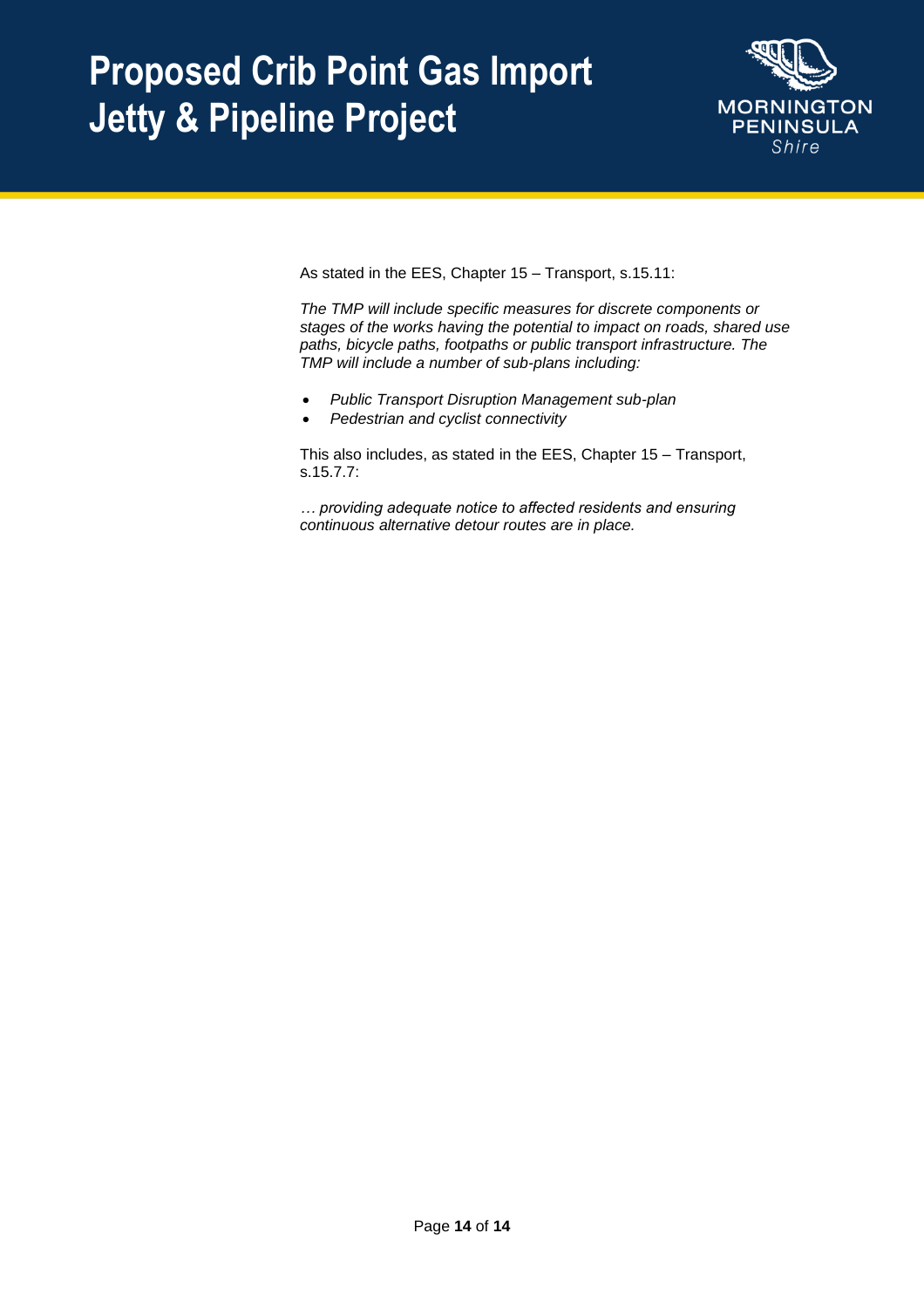As stated in the EES, Chapter 15 – Transport, s.15.11:

*The TMP will include specific measures for discrete components or stages of the works having the potential to impact on roads, shared use paths, bicycle paths, footpaths or public transport infrastructure. The TMP will include a number of sub-plans including:*

- *Public Transport Disruption Management sub-plan*
- *Pedestrian and cyclist connectivity*

This also includes, as stated in the EES, Chapter 15 – Transport, s.15.7.7:

*… providing adequate notice to affected residents and ensuring continuous alternative detour routes are in place.*